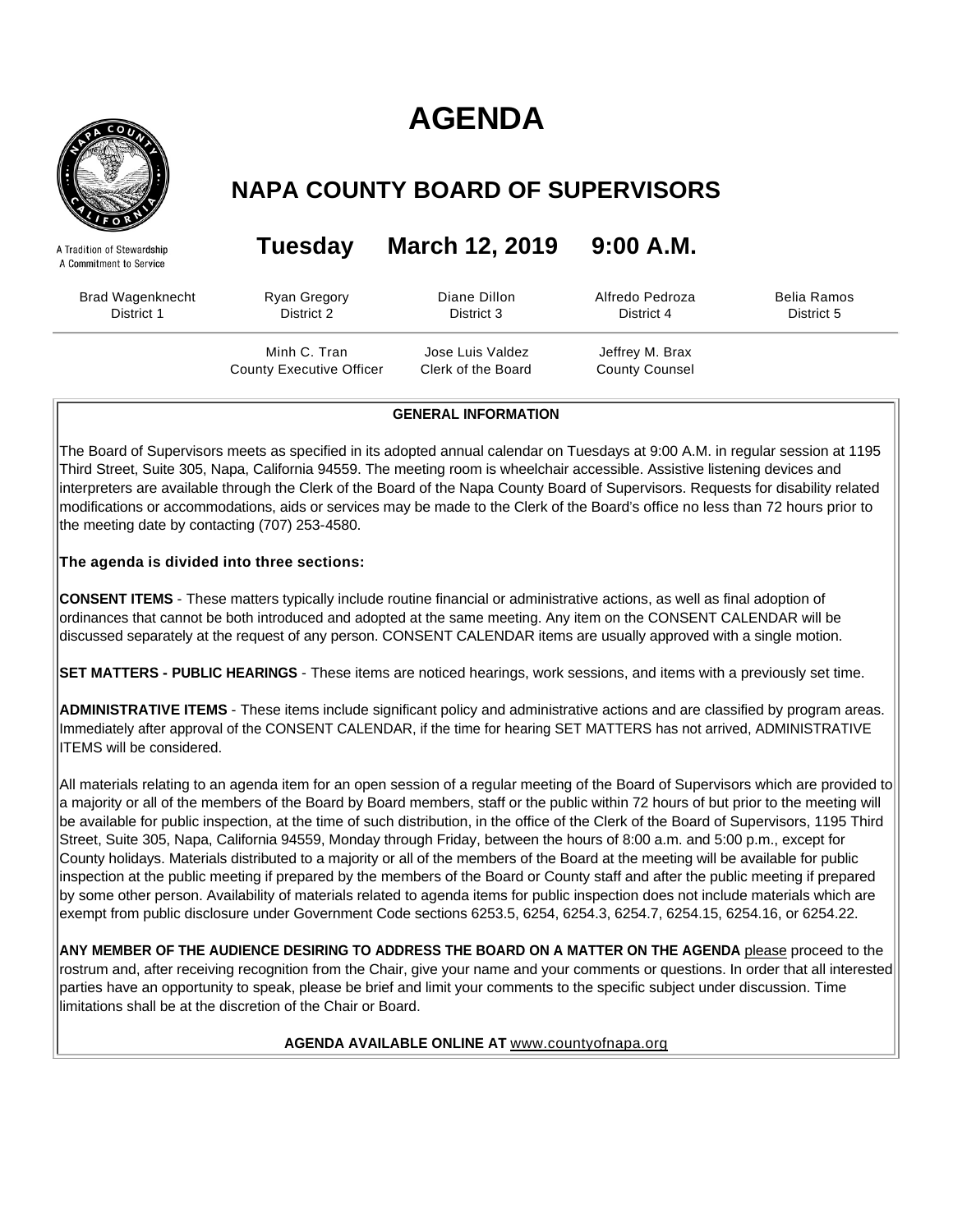# AGENDA

## NAPA COUNTY BOARD OF SUPERVISORS

A Tradition of Stewardship
A Commitment to Service

### Tuesday March 12, 2019 9:00 A.M.

| Brad Wagenknecht | Ryan Gregory | Diane Dillon | Alfredo Pedroza | Belia Ramos |
|---|---|---|---|---|
| District 1 | District 2 | District 3 | District 4 | District 5 |

| Minh C. Tran | Jose Luis Valdez | Jeffrey M. Brax |
|---|---|---|
| County Executive Officer | Clerk of the Board | County Counsel |

**GENERAL INFORMATION**

The Board of Supervisors meets as specified in its adopted annual calendar on Tuesdays at 9:00 A.M. in regular session at 1195 Third Street, Suite 305, Napa, California 94559. The meeting room is wheelchair accessible. Assistive listening devices and interpreters are available through the Clerk of the Board of the Napa County Board of Supervisors. Requests for disability related modifications or accommodations, aids or services may be made to the Clerk of the Board's office no less than 72 hours prior to the meeting date by contacting (707) 253-4580.

**The agenda is divided into three sections:**

**CONSENT ITEMS** - These matters typically include routine financial or administrative actions, as well as final adoption of ordinances that cannot be both introduced and adopted at the same meeting. Any item on the CONSENT CALENDAR will be discussed separately at the request of any person. CONSENT CALENDAR items are usually approved with a single motion.

**SET MATTERS - PUBLIC HEARINGS** - These items are noticed hearings, work sessions, and items with a previously set time.

**ADMINISTRATIVE ITEMS** - These items include significant policy and administrative actions and are classified by program areas. Immediately after approval of the CONSENT CALENDAR, if the time for hearing SET MATTERS has not arrived, ADMINISTRATIVE ITEMS will be considered.

All materials relating to an agenda item for an open session of a regular meeting of the Board of Supervisors which are provided to a majority or all of the members of the Board by Board members, staff or the public within 72 hours of but prior to the meeting will be available for public inspection, at the time of such distribution, in the office of the Clerk of the Board of Supervisors, 1195 Third Street, Suite 305, Napa, California 94559, Monday through Friday, between the hours of 8:00 a.m. and 5:00 p.m., except for County holidays. Materials distributed to a majority or all of the members of the Board at the meeting will be available for public inspection at the public meeting if prepared by the members of the Board or County staff and after the public meeting if prepared by some other person. Availability of materials related to agenda items for public inspection does not include materials which are exempt from public disclosure under Government Code sections 6253.5, 6254, 6254.3, 6254.7, 6254.15, 6254.16, or 6254.22.

**ANY MEMBER OF THE AUDIENCE DESIRING TO ADDRESS THE BOARD ON A MATTER ON THE AGENDA** please proceed to the rostrum and, after receiving recognition from the Chair, give your name and your comments or questions. In order that all interested parties have an opportunity to speak, please be brief and limit your comments to the specific subject under discussion. Time limitations shall be at the discretion of the Chair or Board.

**AGENDA AVAILABLE ONLINE AT** www.countyofnapa.org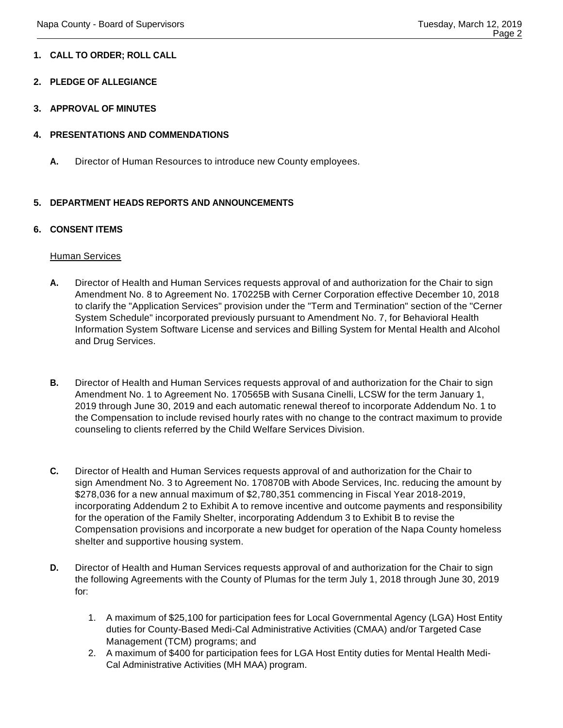**1. CALL TO ORDER; ROLL CALL**

**2. PLEDGE OF ALLEGIANCE**

**3. APPROVAL OF MINUTES**

**4. PRESENTATIONS AND COMMENDATIONS**

**A.** Director of Human Resources to introduce new County employees.

**5. DEPARTMENT HEADS REPORTS AND ANNOUNCEMENTS**

**6. CONSENT ITEMS**

Human Services

**A.** Director of Health and Human Services requests approval of and authorization for the Chair to sign Amendment No. 8 to Agreement No. 170225B with Cerner Corporation effective December 10, 2018 to clarify the "Application Services" provision under the "Term and Termination" section of the "Cerner System Schedule" incorporated previously pursuant to Amendment No. 7, for Behavioral Health Information System Software License and services and Billing System for Mental Health and Alcohol and Drug Services.

**B.** Director of Health and Human Services requests approval of and authorization for the Chair to sign Amendment No. 1 to Agreement No. 170565B with Susana Cinelli, LCSW for the term January 1, 2019 through June 30, 2019 and each automatic renewal thereof to incorporate Addendum No. 1 to the Compensation to include revised hourly rates with no change to the contract maximum to provide counseling to clients referred by the Child Welfare Services Division.

**C.** Director of Health and Human Services requests approval of and authorization for the Chair to sign Amendment No. 3 to Agreement No. 170870B with Abode Services, Inc. reducing the amount by $278,036 for a new annual maximum of $2,780,351 commencing in Fiscal Year 2018-2019, incorporating Addendum 2 to Exhibit A to remove incentive and outcome payments and responsibility for the operation of the Family Shelter, incorporating Addendum 3 to Exhibit B to revise the Compensation provisions and incorporate a new budget for operation of the Napa County homeless shelter and supportive housing system.

**D.** Director of Health and Human Services requests approval of and authorization for the Chair to sign the following Agreements with the County of Plumas for the term July 1, 2018 through June 30, 2019 for:

1. A maximum of $25,100 for participation fees for Local Governmental Agency (LGA) Host Entity duties for County-Based Medi-Cal Administrative Activities (CMAA) and/or Targeted Case Management (TCM) programs; and
2. A maximum of $400 for participation fees for LGA Host Entity duties for Mental Health Medi-Cal Administrative Activities (MH MAA) program.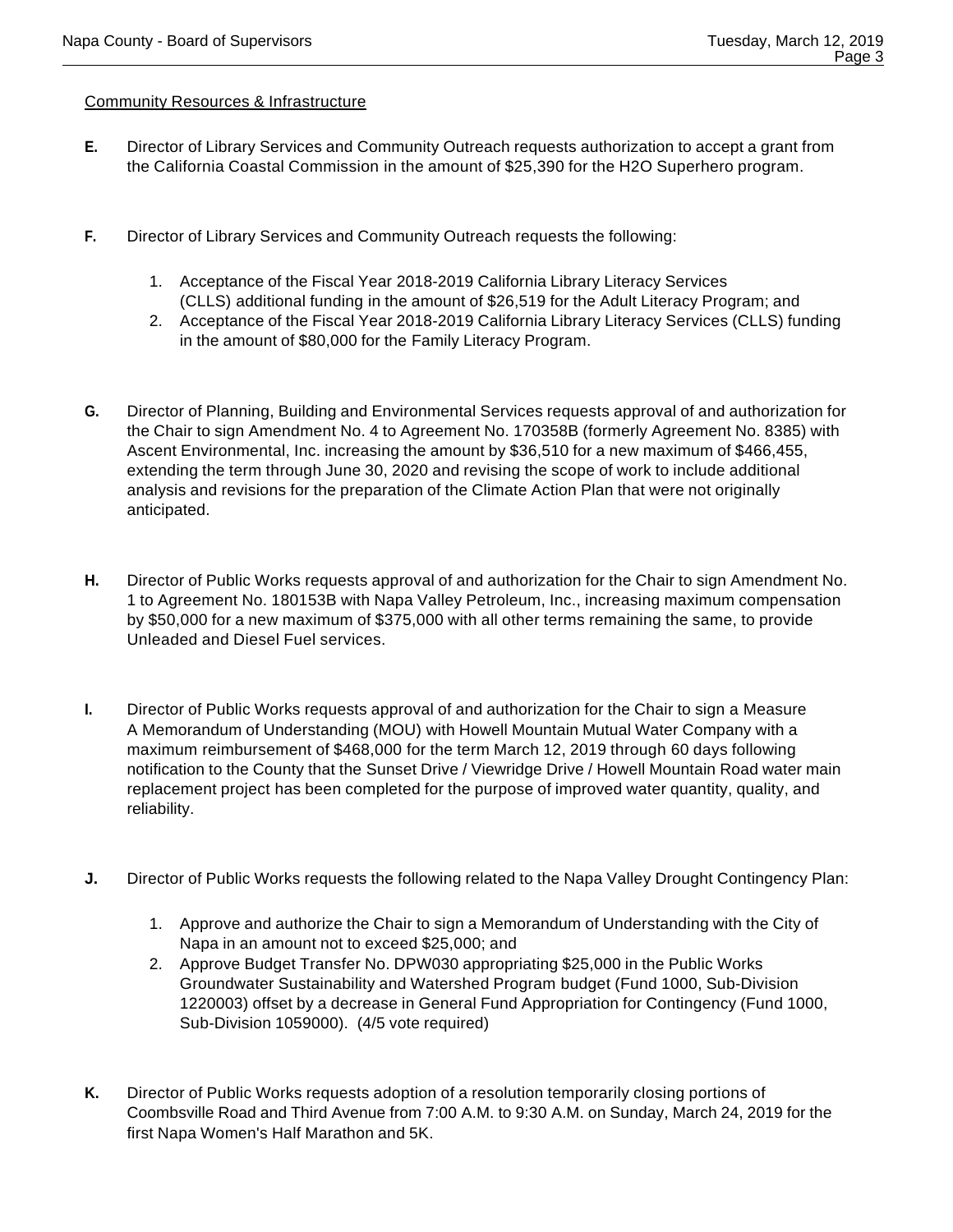Community Resources & Infrastructure

**E.** Director of Library Services and Community Outreach requests authorization to accept a grant from the California Coastal Commission in the amount of $25,390 for the H2O Superhero program.

**F.** Director of Library Services and Community Outreach requests the following:

1. Acceptance of the Fiscal Year 2018-2019 California Library Literacy Services (CLLS) additional funding in the amount of $26,519 for the Adult Literacy Program; and
2. Acceptance of the Fiscal Year 2018-2019 California Library Literacy Services (CLLS) funding in the amount of $80,000 for the Family Literacy Program.

**G.** Director of Planning, Building and Environmental Services requests approval of and authorization for the Chair to sign Amendment No. 4 to Agreement No. 170358B (formerly Agreement No. 8385) with Ascent Environmental, Inc. increasing the amount by $36,510 for a new maximum of $466,455, extending the term through June 30, 2020 and revising the scope of work to include additional analysis and revisions for the preparation of the Climate Action Plan that were not originally anticipated.

**H.** Director of Public Works requests approval of and authorization for the Chair to sign Amendment No. 1 to Agreement No. 180153B with Napa Valley Petroleum, Inc., increasing maximum compensation by $50,000 for a new maximum of $375,000 with all other terms remaining the same, to provide Unleaded and Diesel Fuel services.

**I.** Director of Public Works requests approval of and authorization for the Chair to sign a Measure A Memorandum of Understanding (MOU) with Howell Mountain Mutual Water Company with a maximum reimbursement of $468,000 for the term March 12, 2019 through 60 days following notification to the County that the Sunset Drive / Viewridge Drive / Howell Mountain Road water main replacement project has been completed for the purpose of improved water quantity, quality, and reliability.

**J.** Director of Public Works requests the following related to the Napa Valley Drought Contingency Plan:

1. Approve and authorize the Chair to sign a Memorandum of Understanding with the City of Napa in an amount not to exceed $25,000; and
2. Approve Budget Transfer No. DPW030 appropriating $25,000 in the Public Works Groundwater Sustainability and Watershed Program budget (Fund 1000, Sub-Division 1220003) offset by a decrease in General Fund Appropriation for Contingency (Fund 1000, Sub-Division 1059000). (4/5 vote required)

**K.** Director of Public Works requests adoption of a resolution temporarily closing portions of Coombsville Road and Third Avenue from 7:00 A.M. to 9:30 A.M. on Sunday, March 24, 2019 for the first Napa Women's Half Marathon and 5K.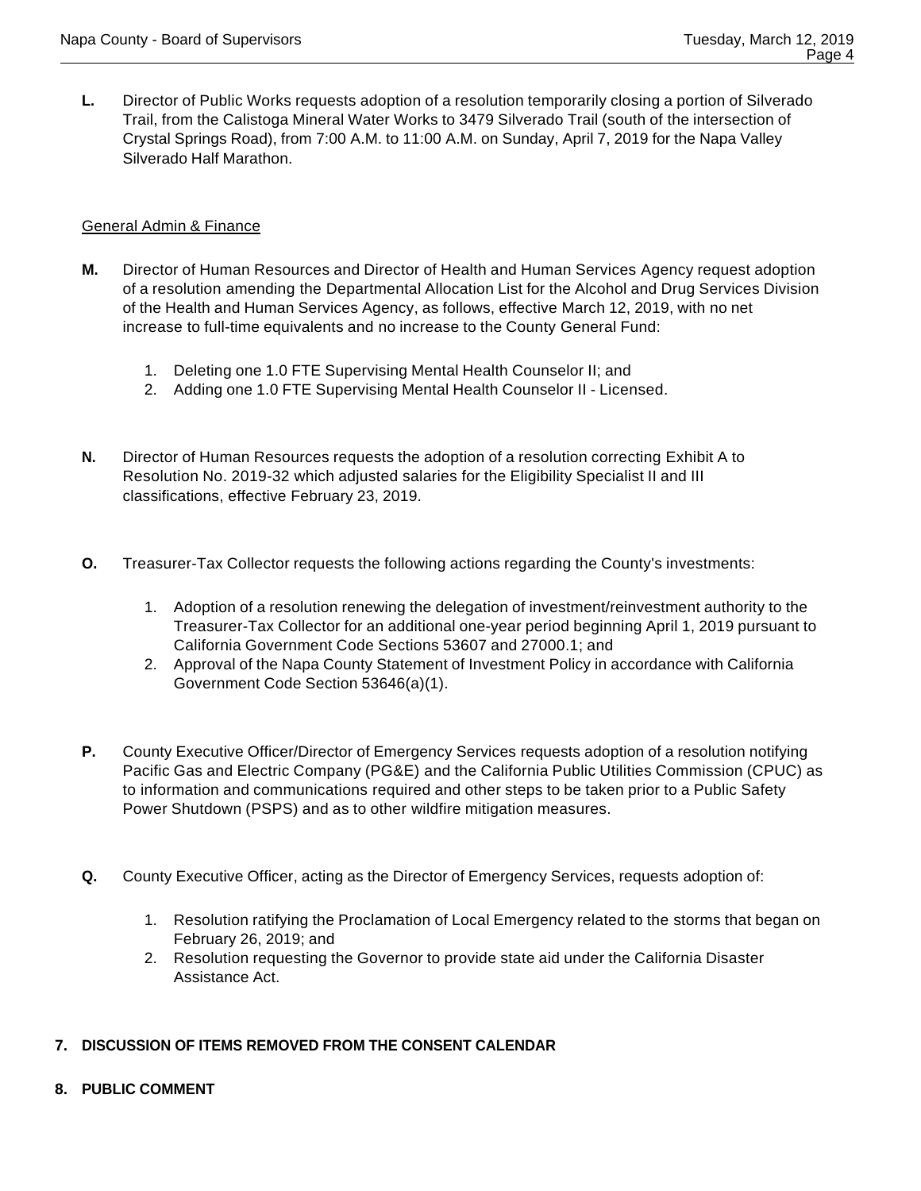**L.** Director of Public Works requests adoption of a resolution temporarily closing a portion of Silverado Trail, from the Calistoga Mineral Water Works to 3479 Silverado Trail (south of the intersection of Crystal Springs Road), from 7:00 A.M. to 11:00 A.M. on Sunday, April 7, 2019 for the Napa Valley Silverado Half Marathon.

<u>General Admin & Finance</u>

**M.** Director of Human Resources and Director of Health and Human Services Agency request adoption of a resolution amending the Departmental Allocation List for the Alcohol and Drug Services Division of the Health and Human Services Agency, as follows, effective March 12, 2019, with no net increase to full-time equivalents and no increase to the County General Fund:

1. Deleting one 1.0 FTE Supervising Mental Health Counselor II; and
2. Adding one 1.0 FTE Supervising Mental Health Counselor II - Licensed.

**N.** Director of Human Resources requests the adoption of a resolution correcting Exhibit A to Resolution No. 2019-32 which adjusted salaries for the Eligibility Specialist II and III classifications, effective February 23, 2019.

**O.** Treasurer-Tax Collector requests the following actions regarding the County's investments:

1. Adoption of a resolution renewing the delegation of investment/reinvestment authority to the Treasurer-Tax Collector for an additional one-year period beginning April 1, 2019 pursuant to California Government Code Sections 53607 and 27000.1; and
2. Approval of the Napa County Statement of Investment Policy in accordance with California Government Code Section 53646(a)(1).

**P.** County Executive Officer/Director of Emergency Services requests adoption of a resolution notifying Pacific Gas and Electric Company (PG&E) and the California Public Utilities Commission (CPUC) as to information and communications required and other steps to be taken prior to a Public Safety Power Shutdown (PSPS) and as to other wildfire mitigation measures.

**Q.** County Executive Officer, acting as the Director of Emergency Services, requests adoption of:

1. Resolution ratifying the Proclamation of Local Emergency related to the storms that began on February 26, 2019; and
2. Resolution requesting the Governor to provide state aid under the California Disaster Assistance Act.

**7. DISCUSSION OF ITEMS REMOVED FROM THE CONSENT CALENDAR**

**8. PUBLIC COMMENT**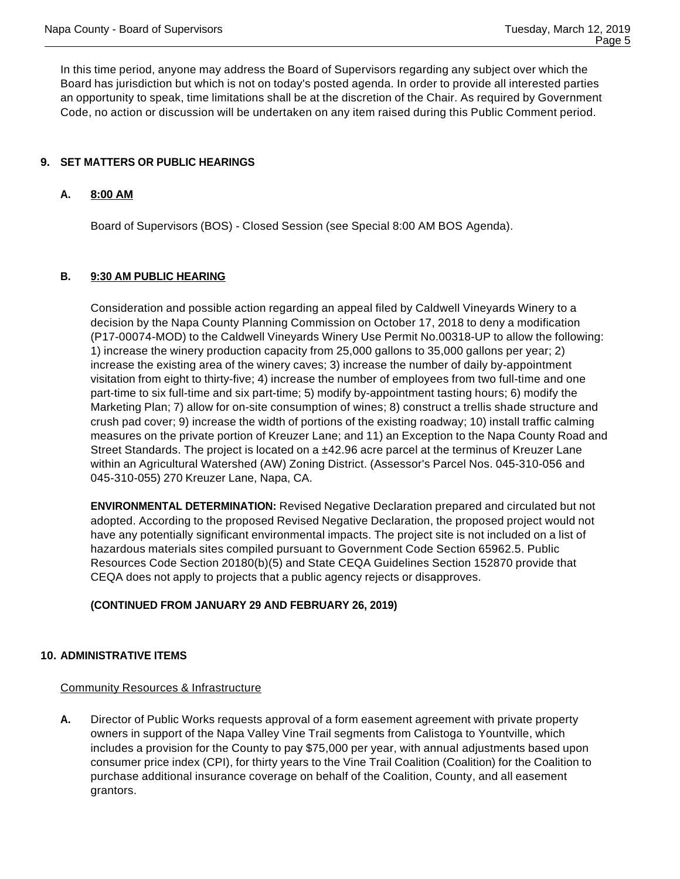In this time period, anyone may address the Board of Supervisors regarding any subject over which the Board has jurisdiction but which is not on today's posted agenda. In order to provide all interested parties an opportunity to speak, time limitations shall be at the discretion of the Chair. As required by Government Code, no action or discussion will be undertaken on any item raised during this Public Comment period.

## 9. SET MATTERS OR PUBLIC HEARINGS

### A. 8:00 AM

Board of Supervisors (BOS) - Closed Session (see Special 8:00 AM BOS Agenda).

### B. 9:30 AM PUBLIC HEARING

Consideration and possible action regarding an appeal filed by Caldwell Vineyards Winery to a decision by the Napa County Planning Commission on October 17, 2018 to deny a modification (P17-00074-MOD) to the Caldwell Vineyards Winery Use Permit No.00318-UP to allow the following: 1) increase the winery production capacity from 25,000 gallons to 35,000 gallons per year; 2) increase the existing area of the winery caves; 3) increase the number of daily by-appointment visitation from eight to thirty-five; 4) increase the number of employees from two full-time and one part-time to six full-time and six part-time; 5) modify by-appointment tasting hours; 6) modify the Marketing Plan; 7) allow for on-site consumption of wines; 8) construct a trellis shade structure and crush pad cover; 9) increase the width of portions of the existing roadway; 10) install traffic calming measures on the private portion of Kreuzer Lane; and 11) an Exception to the Napa County Road and Street Standards. The project is located on a ±42.96 acre parcel at the terminus of Kreuzer Lane within an Agricultural Watershed (AW) Zoning District. (Assessor's Parcel Nos. 045-310-056 and 045-310-055) 270 Kreuzer Lane, Napa, CA.

**ENVIRONMENTAL DETERMINATION:** Revised Negative Declaration prepared and circulated but not adopted. According to the proposed Revised Negative Declaration, the proposed project would not have any potentially significant environmental impacts. The project site is not included on a list of hazardous materials sites compiled pursuant to Government Code Section 65962.5. Public Resources Code Section 20180(b)(5) and State CEQA Guidelines Section 152870 provide that CEQA does not apply to projects that a public agency rejects or disapproves.

**(CONTINUED FROM JANUARY 29 AND FEBRUARY 26, 2019)**

## 10. ADMINISTRATIVE ITEMS

Community Resources & Infrastructure

**A.** Director of Public Works requests approval of a form easement agreement with private property owners in support of the Napa Valley Vine Trail segments from Calistoga to Yountville, which includes a provision for the County to pay $75,000 per year, with annual adjustments based upon consumer price index (CPI), for thirty years to the Vine Trail Coalition (Coalition) for the Coalition to purchase additional insurance coverage on behalf of the Coalition, County, and all easement grantors.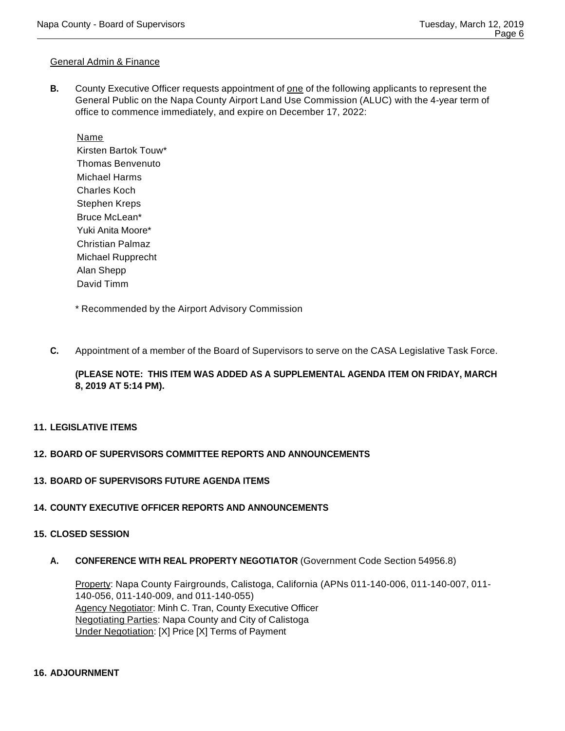General Admin & Finance

**B.** County Executive Officer requests appointment of <u>one</u> of the following applicants to represent the General Public on the Napa County Airport Land Use Commission (ALUC) with the 4-year term of office to commence immediately, and expire on December 17, 2022:

Name
Kirsten Bartok Touw*
Thomas Benvenuto
Michael Harms
Charles Koch
Stephen Kreps
Bruce McLean*
Yuki Anita Moore*
Christian Palmaz
Michael Rupprecht
Alan Shepp
David Timm

\* Recommended by the Airport Advisory Commission

**C.** Appointment of a member of the Board of Supervisors to serve on the CASA Legislative Task Force.

**(PLEASE NOTE: THIS ITEM WAS ADDED AS A SUPPLEMENTAL AGENDA ITEM ON FRIDAY, MARCH 8, 2019 AT 5:14 PM).**

## 11. LEGISLATIVE ITEMS

## 12. BOARD OF SUPERVISORS COMMITTEE REPORTS AND ANNOUNCEMENTS

## 13. BOARD OF SUPERVISORS FUTURE AGENDA ITEMS

## 14. COUNTY EXECUTIVE OFFICER REPORTS AND ANNOUNCEMENTS

## 15. CLOSED SESSION

**A. CONFERENCE WITH REAL PROPERTY NEGOTIATOR** (Government Code Section 54956.8)

Property: Napa County Fairgrounds, Calistoga, California (APNs 011-140-006, 011-140-007, 011-140-056, 011-140-009, and 011-140-055)
Agency Negotiator: Minh C. Tran, County Executive Officer
Negotiating Parties: Napa County and City of Calistoga
Under Negotiation: [X] Price [X] Terms of Payment

## 16. ADJOURNMENT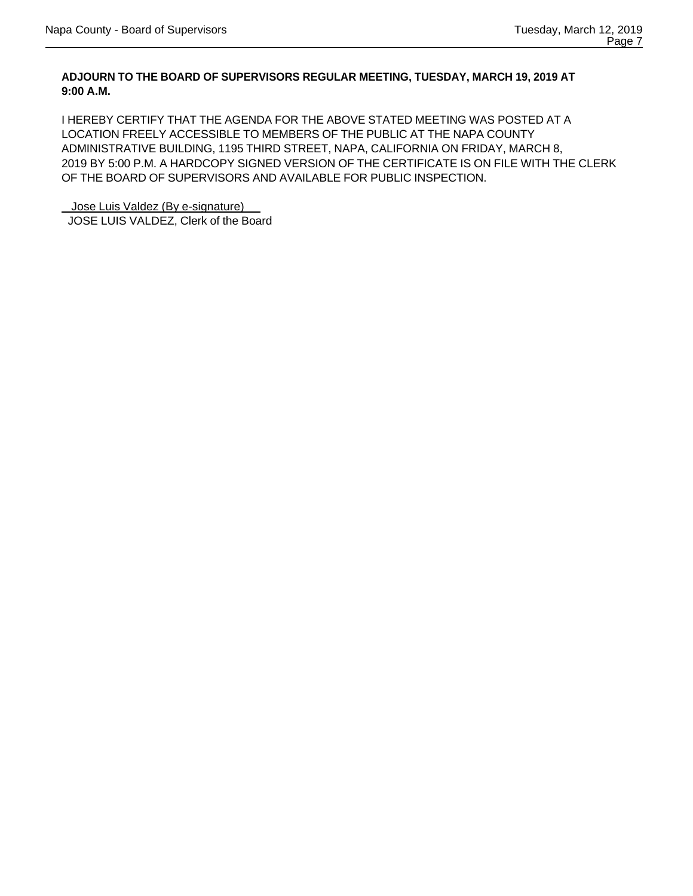**ADJOURN TO THE BOARD OF SUPERVISORS REGULAR MEETING, TUESDAY, MARCH 19, 2019 AT 9:00 A.M.**

I HEREBY CERTIFY THAT THE AGENDA FOR THE ABOVE STATED MEETING WAS POSTED AT A LOCATION FREELY ACCESSIBLE TO MEMBERS OF THE PUBLIC AT THE NAPA COUNTY ADMINISTRATIVE BUILDING, 1195 THIRD STREET, NAPA, CALIFORNIA ON FRIDAY, MARCH 8, 2019 BY 5:00 P.M. A HARDCOPY SIGNED VERSION OF THE CERTIFICATE IS ON FILE WITH THE CLERK OF THE BOARD OF SUPERVISORS AND AVAILABLE FOR PUBLIC INSPECTION.

Jose Luis Valdez (By e-signature)

JOSE LUIS VALDEZ, Clerk of the Board